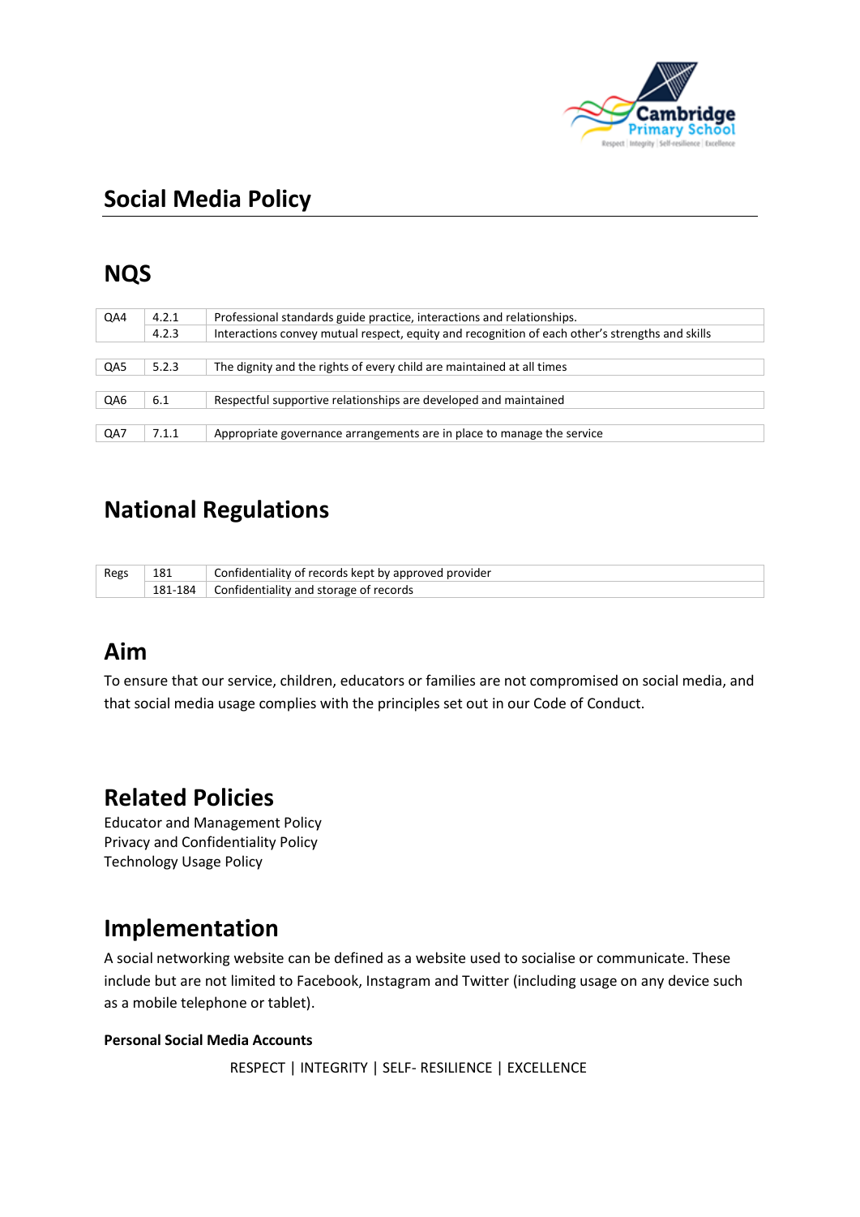# Social Media Policy

## NQS

| | | |
|---|---|---|
| QA4 | 4.2.1 | Professional standards guide practice, interactions and relationships. |
| | 4.2.3 | Interactions convey mutual respect, equity and recognition of each other's strengths and skills |
| QA5 | 5.2.3 | The dignity and the rights of every child are maintained at all times |
| QA6 | 6.1 | Respectful supportive relationships are developed and maintained |
| QA7 | 7.1.1 | Appropriate governance arrangements are in place to manage the service |

## National Regulations

| | | |
|---|---|---|
| Regs | 181 | Confidentiality of records kept by approved provider |
| | 181-184 | Confidentiality and storage of records |

## Aim

To ensure that our service, children, educators or families are not compromised on social media, and that social media usage complies with the principles set out in our Code of Conduct.

## Related Policies

Educator and Management Policy
Privacy and Confidentiality Policy
Technology Usage Policy

## Implementation

A social networking website can be defined as a website used to socialise or communicate. These include but are not limited to Facebook, Instagram and Twitter (including usage on any device such as a mobile telephone or tablet).

**Personal Social Media Accounts**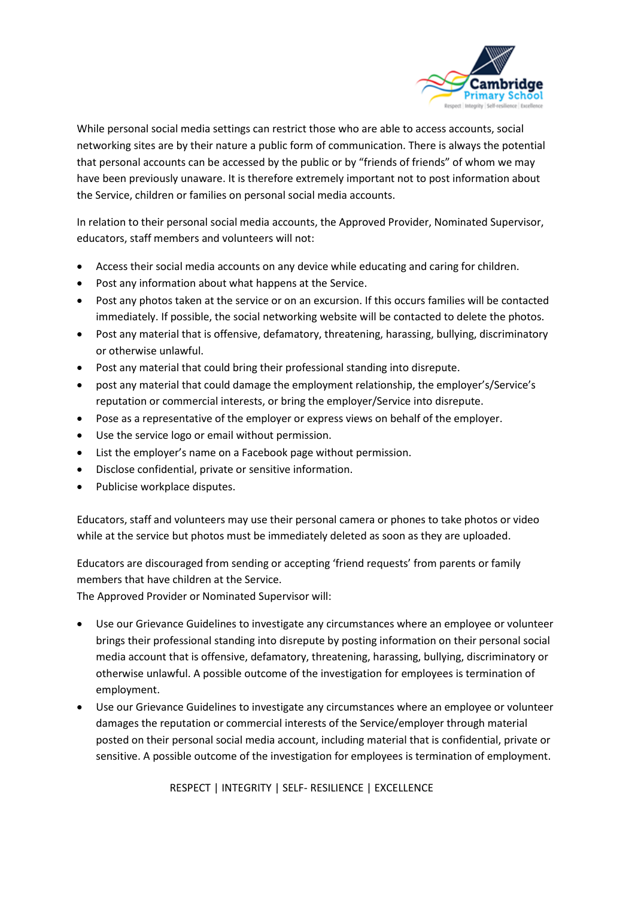While personal social media settings can restrict those who are able to access accounts, social networking sites are by their nature a public form of communication. There is always the potential that personal accounts can be accessed by the public or by "friends of friends" of whom we may have been previously unaware. It is therefore extremely important not to post information about the Service, children or families on personal social media accounts.

In relation to their personal social media accounts, the Approved Provider, Nominated Supervisor, educators, staff members and volunteers will not:

- Access their social media accounts on any device while educating and caring for children.
- Post any information about what happens at the Service.
- Post any photos taken at the service or on an excursion. If this occurs families will be contacted immediately. If possible, the social networking website will be contacted to delete the photos.
- Post any material that is offensive, defamatory, threatening, harassing, bullying, discriminatory or otherwise unlawful.
- Post any material that could bring their professional standing into disrepute.
- post any material that could damage the employment relationship, the employer's/Service's reputation or commercial interests, or bring the employer/Service into disrepute.
- Pose as a representative of the employer or express views on behalf of the employer.
- Use the service logo or email without permission.
- List the employer's name on a Facebook page without permission.
- Disclose confidential, private or sensitive information.
- Publicise workplace disputes.

Educators, staff and volunteers may use their personal camera or phones to take photos or video while at the service but photos must be immediately deleted as soon as they are uploaded.

Educators are discouraged from sending or accepting 'friend requests' from parents or family members that have children at the Service.
The Approved Provider or Nominated Supervisor will:

- Use our Grievance Guidelines to investigate any circumstances where an employee or volunteer brings their professional standing into disrepute by posting information on their personal social media account that is offensive, defamatory, threatening, harassing, bullying, discriminatory or otherwise unlawful. A possible outcome of the investigation for employees is termination of employment.
- Use our Grievance Guidelines to investigate any circumstances where an employee or volunteer damages the reputation or commercial interests of the Service/employer through material posted on their personal social media account, including material that is confidential, private or sensitive. A possible outcome of the investigation for employees is termination of employment.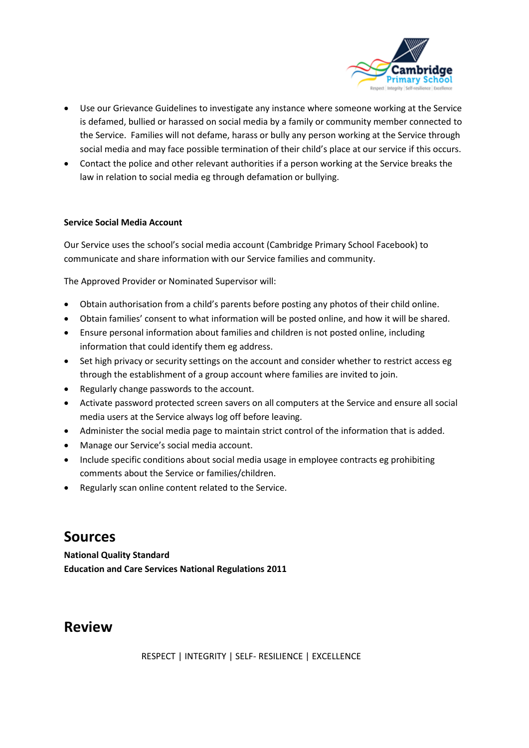- Use our Grievance Guidelines to investigate any instance where someone working at the Service is defamed, bullied or harassed on social media by a family or community member connected to the Service. Families will not defame, harass or bully any person working at the Service through social media and may face possible termination of their child's place at our service if this occurs.
- Contact the police and other relevant authorities if a person working at the Service breaks the law in relation to social media eg through defamation or bullying.

**Service Social Media Account**

Our Service uses the school's social media account (Cambridge Primary School Facebook) to communicate and share information with our Service families and community.

The Approved Provider or Nominated Supervisor will:

- Obtain authorisation from a child's parents before posting any photos of their child online.
- Obtain families' consent to what information will be posted online, and how it will be shared.
- Ensure personal information about families and children is not posted online, including information that could identify them eg address.
- Set high privacy or security settings on the account and consider whether to restrict access eg through the establishment of a group account where families are invited to join.
- Regularly change passwords to the account.
- Activate password protected screen savers on all computers at the Service and ensure all social media users at the Service always log off before leaving.
- Administer the social media page to maintain strict control of the information that is added.
- Manage our Service's social media account.
- Include specific conditions about social media usage in employee contracts eg prohibiting comments about the Service or families/children.
- Regularly scan online content related to the Service.

# Sources

**National Quality Standard**
**Education and Care Services National Regulations 2011**

# Review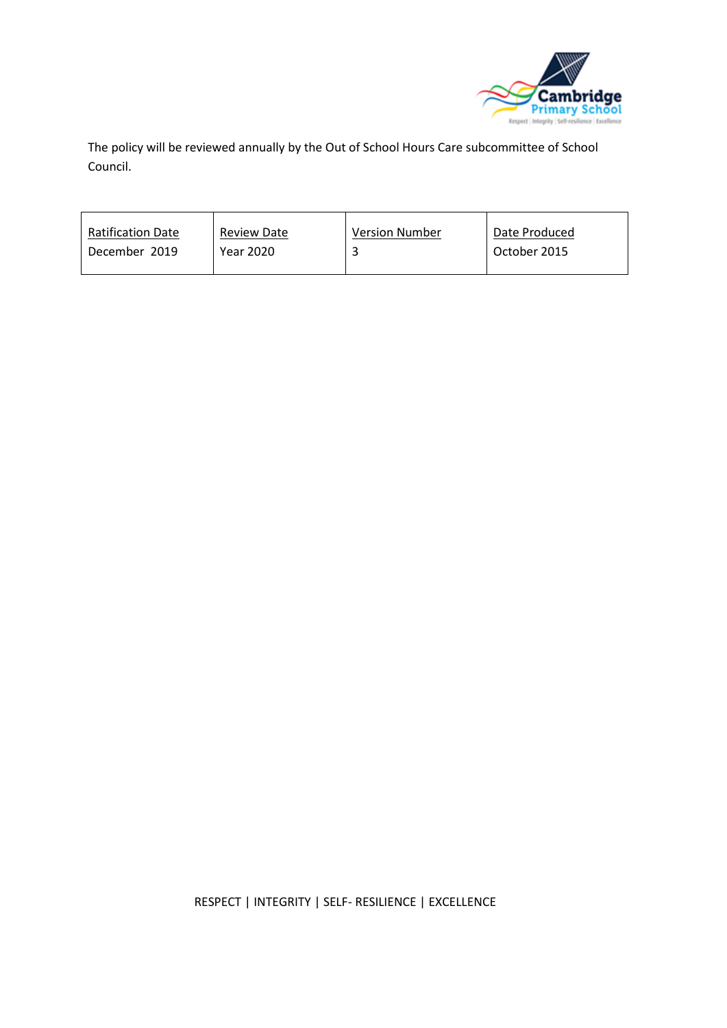The policy will be reviewed annually by the Out of School Hours Care subcommittee of School Council.

| Ratification Date | Review Date | Version Number | Date Produced |
|---|---|---|---|
| December 2019 | Year 2020 | 3 | October 2015 |

RESPECT | INTEGRITY | SELF- RESILIENCE | EXCELLENCE